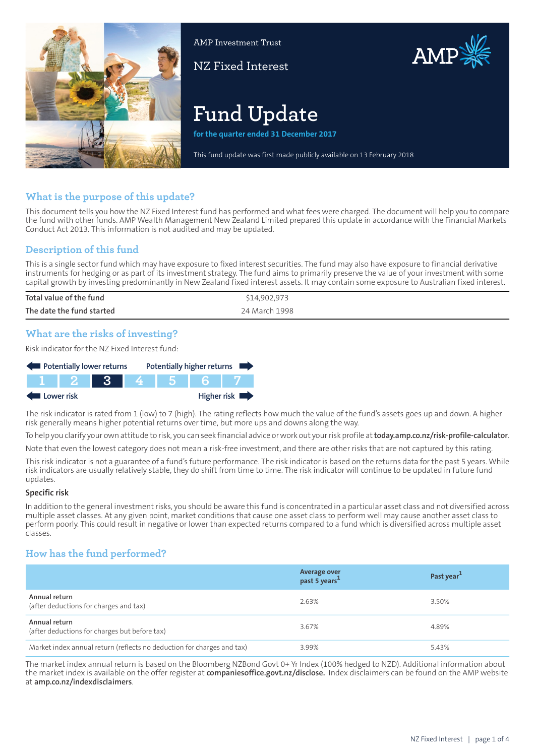AMP Investment Trust

NZ Fixed Interest

# Fund Update

**for the quarter ended 31 December 2017**

This fund update was first made publicly available on 13 February 2018

## What is the purpose of this update?

This document tells you how the NZ Fixed Interest fund has performed and what fees were charged. The document will help you to compare the fund with other funds. AMP Wealth Management New Zealand Limited prepared this update in accordance with the Financial Markets Conduct Act 2013. This information is not audited and may be updated.

## Description of this fund

This is a single sector fund which may have exposure to fixed interest securities. The fund may also have exposure to financial derivative instruments for hedging or as part of its investment strategy. The fund aims to primarily preserve the value of your investment with some capital growth by investing predominantly in New Zealand fixed interest assets. It may contain some exposure to Australian fixed interest.

| | |
|---|---|
| Total value of the fund | $14,902,973 |
| The date the fund started | 24 March 1998 |

## What are the risks of investing?

Risk indicator for the NZ Fixed Interest fund:

Potentially lower returns ← → Potentially higher returns

| 1 | 2 | **3** | 4 | 5 | 6 | 7 |
|---|---|---|---|---|---|---|

Lower risk ← → Higher risk

The risk indicator is rated from 1 (low) to 7 (high). The rating reflects how much the value of the fund's assets goes up and down. A higher risk generally means higher potential returns over time, but more ups and downs along the way.

To help you clarify your own attitude to risk, you can seek financial advice or work out your risk profile at **today.amp.co.nz/risk-profile-calculator**.

Note that even the lowest category does not mean a risk-free investment, and there are other risks that are not captured by this rating.

This risk indicator is not a guarantee of a fund's future performance. The risk indicator is based on the returns data for the past 5 years. While risk indicators are usually relatively stable, they do shift from time to time. The risk indicator will continue to be updated in future fund updates.

### Specific risk

In addition to the general investment risks, you should be aware this fund is concentrated in a particular asset class and not diversified across multiple asset classes. At any given point, market conditions that cause one asset class to perform well may cause another asset class to perform poorly. This could result in negative or lower than expected returns compared to a fund which is diversified across multiple asset classes.

## How has the fund performed?

| | Average over past 5 years[1] | Past year[1] |
|---|---|---|
| **Annual return** (after deductions for charges and tax) | 2.63% | 3.50% |
| **Annual return** (after deductions for charges but before tax) | 3.67% | 4.89% |
| Market index annual return (reflects no deduction for charges and tax) | 3.99% | 5.43% |

The market index annual return is based on the Bloomberg NZBond Govt 0+ Yr Index (100% hedged to NZD). Additional information about the market index is available on the offer register at **companiesoffice.govt.nz/disclose.** Index disclaimers can be found on the AMP website at **amp.co.nz/indexdisclaimers**.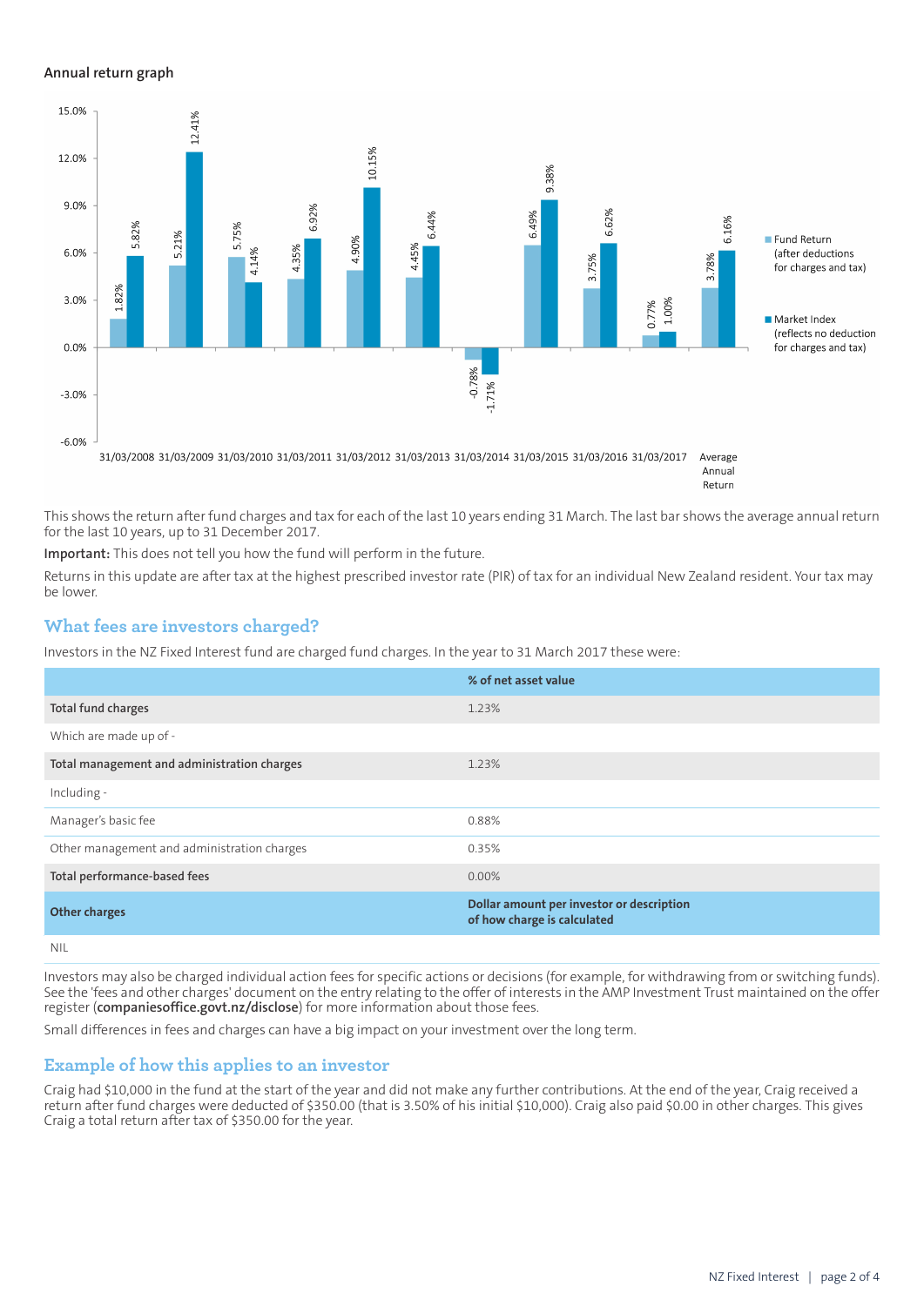**Annual return graph**

| Year | Fund Return (after deductions for charges and tax) | Market Index (reflects no deduction for charges and tax) |
|---|---|---|
| 31/03/2008 | 1.82% | 5.82% |
| 31/03/2009 | 5.21% | 12.41% |
| 31/03/2010 | 5.75% | 4.14% |
| 31/03/2011 | 4.35% | 6.92% |
| 31/03/2012 | 4.90% | 10.15% |
| 31/03/2013 | 4.45% | 6.44% |
| 31/03/2014 | -0.78% | -1.71% |
| 31/03/2015 | 6.49% | 9.38% |
| 31/03/2016 | 3.75% | 6.62% |
| 31/03/2017 | 0.77% | 1.00% |
| Average Annual Return | 3.78% | 6.16% |

This shows the return after fund charges and tax for each of the last 10 years ending 31 March. The last bar shows the average annual return for the last 10 years, up to 31 December 2017.

**Important:** This does not tell you how the fund will perform in the future.

Returns in this update are after tax at the highest prescribed investor rate (PIR) of tax for an individual New Zealand resident. Your tax may be lower.

## What fees are investors charged?

Investors in the NZ Fixed Interest fund are charged fund charges. In the year to 31 March 2017 these were:

| | % of net asset value |
|---|---|
| **Total fund charges** | 1.23% |
| Which are made up of - | |
| **Total management and administration charges** | 1.23% |
| Including - | |
| Manager's basic fee | 0.88% |
| Other management and administration charges | 0.35% |
| **Total performance-based fees** | 0.00% |
| **Other charges** | **Dollar amount per investor or description of how charge is calculated** |
| NIL | |

Investors may also be charged individual action fees for specific actions or decisions (for example, for withdrawing from or switching funds). See the 'fees and other charges' document on the entry relating to the offer of interests in the AMP Investment Trust maintained on the offer register (**companiesoffice.govt.nz/disclose**) for more information about those fees.

Small differences in fees and charges can have a big impact on your investment over the long term.

## Example of how this applies to an investor

Craig had $10,000 in the fund at the start of the year and did not make any further contributions. At the end of the year, Craig received a return after fund charges were deducted of $350.00 (that is 3.50% of his initial $10,000). Craig also paid $0.00 in other charges. This gives Craig a total return after tax of $350.00 for the year.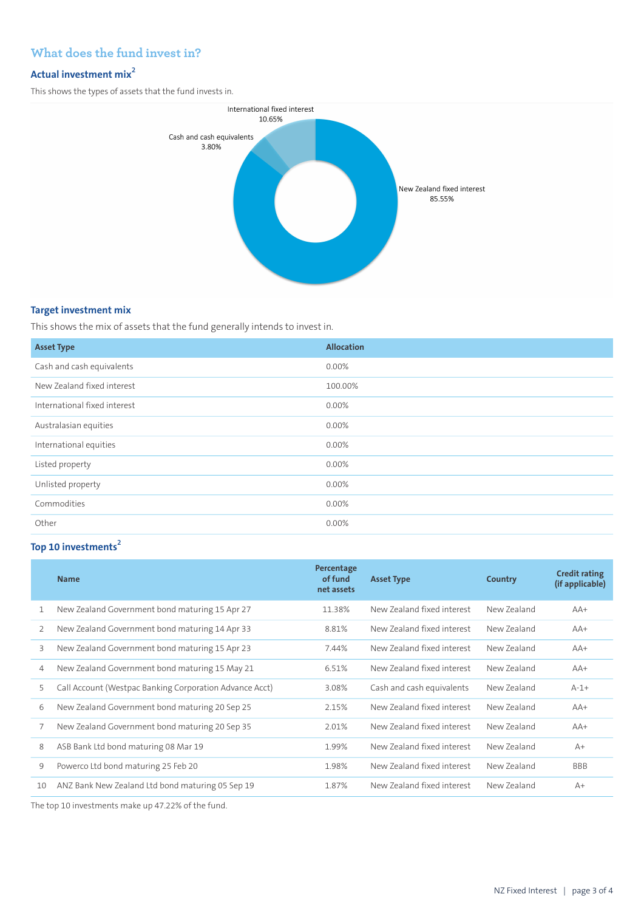## What does the fund invest in?

### Actual investment mix[2]

This shows the types of assets that the fund invests in.

International fixed interest 10.65%

Cash and cash equivalents 3.80%

New Zealand fixed interest 85.55%

### Target investment mix

This shows the mix of assets that the fund generally intends to invest in.

| Asset Type | Allocation |
|---|---|
| Cash and cash equivalents | 0.00% |
| New Zealand fixed interest | 100.00% |
| International fixed interest | 0.00% |
| Australasian equities | 0.00% |
| International equities | 0.00% |
| Listed property | 0.00% |
| Unlisted property | 0.00% |
| Commodities | 0.00% |
| Other | 0.00% |

### Top 10 investments[2]

| | Name | Percentage of fund net assets | Asset Type | Country | Credit rating (if applicable) |
|---|---|---|---|---|---|
| 1 | New Zealand Government bond maturing 15 Apr 27 | 11.38% | New Zealand fixed interest | New Zealand | AA+ |
| 2 | New Zealand Government bond maturing 14 Apr 33 | 8.81% | New Zealand fixed interest | New Zealand | AA+ |
| 3 | New Zealand Government bond maturing 15 Apr 23 | 7.44% | New Zealand fixed interest | New Zealand | AA+ |
| 4 | New Zealand Government bond maturing 15 May 21 | 6.51% | New Zealand fixed interest | New Zealand | AA+ |
| 5 | Call Account (Westpac Banking Corporation Advance Acct) | 3.08% | Cash and cash equivalents | New Zealand | A-1+ |
| 6 | New Zealand Government bond maturing 20 Sep 25 | 2.15% | New Zealand fixed interest | New Zealand | AA+ |
| 7 | New Zealand Government bond maturing 20 Sep 35 | 2.01% | New Zealand fixed interest | New Zealand | AA+ |
| 8 | ASB Bank Ltd bond maturing 08 Mar 19 | 1.99% | New Zealand fixed interest | New Zealand | A+ |
| 9 | Powerco Ltd bond maturing 25 Feb 20 | 1.98% | New Zealand fixed interest | New Zealand | BBB |
| 10 | ANZ Bank New Zealand Ltd bond maturing 05 Sep 19 | 1.87% | New Zealand fixed interest | New Zealand | A+ |

The top 10 investments make up 47.22% of the fund.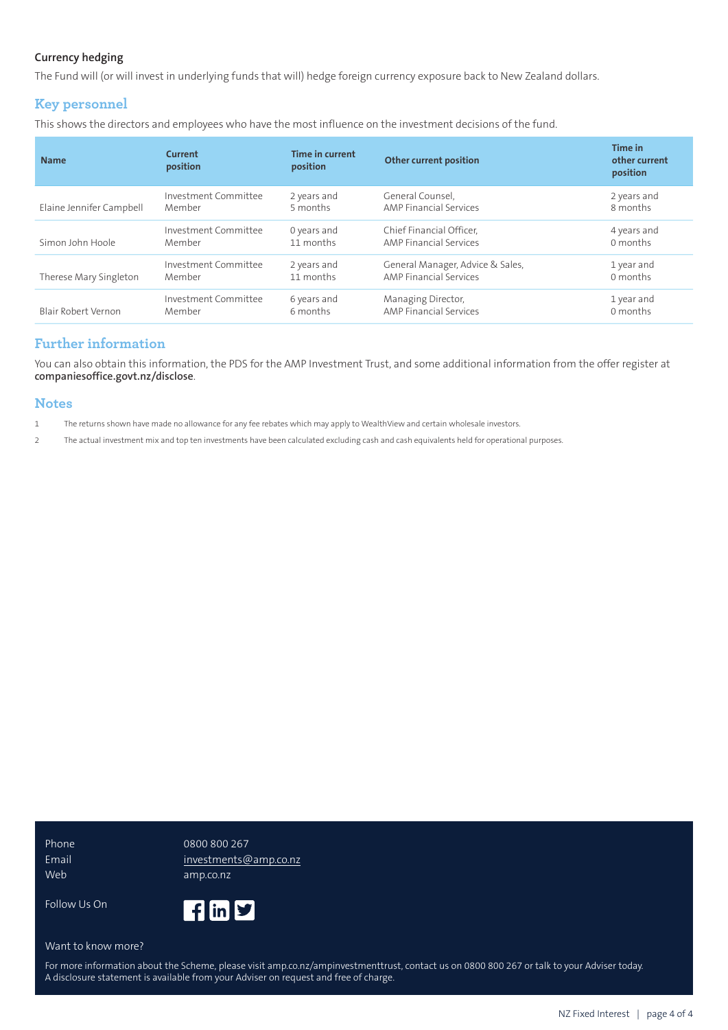**Currency hedging**

The Fund will (or will invest in underlying funds that will) hedge foreign currency exposure back to New Zealand dollars.

## Key personnel

This shows the directors and employees who have the most influence on the investment decisions of the fund.

| Name | Current position | Time in current position | Other current position | Time in other current position |
|---|---|---|---|---|
| Elaine Jennifer Campbell | Investment Committee Member | 2 years and 5 months | General Counsel, AMP Financial Services | 2 years and 8 months |
| Simon John Hoole | Investment Committee Member | 0 years and 11 months | Chief Financial Officer, AMP Financial Services | 4 years and 0 months |
| Therese Mary Singleton | Investment Committee Member | 2 years and 11 months | General Manager, Advice & Sales, AMP Financial Services | 1 year and 0 months |
| Blair Robert Vernon | Investment Committee Member | 6 years and 6 months | Managing Director, AMP Financial Services | 1 year and 0 months |

## Further information

You can also obtain this information, the PDS for the AMP Investment Trust, and some additional information from the offer register at **companiesoffice.govt.nz/disclose**.

## Notes

1. The returns shown have made no allowance for any fee rebates which may apply to WealthView and certain wholesale investors.
2. The actual investment mix and top ten investments have been calculated excluding cash and cash equivalents held for operational purposes.

Phone 0800 800 267
Email investments@amp.co.nz
Web amp.co.nz

Follow Us On

Want to know more?

For more information about the Scheme, please visit amp.co.nz/ampinvestmenttrust, contact us on 0800 800 267 or talk to your Adviser today. A disclosure statement is available from your Adviser on request and free of charge.